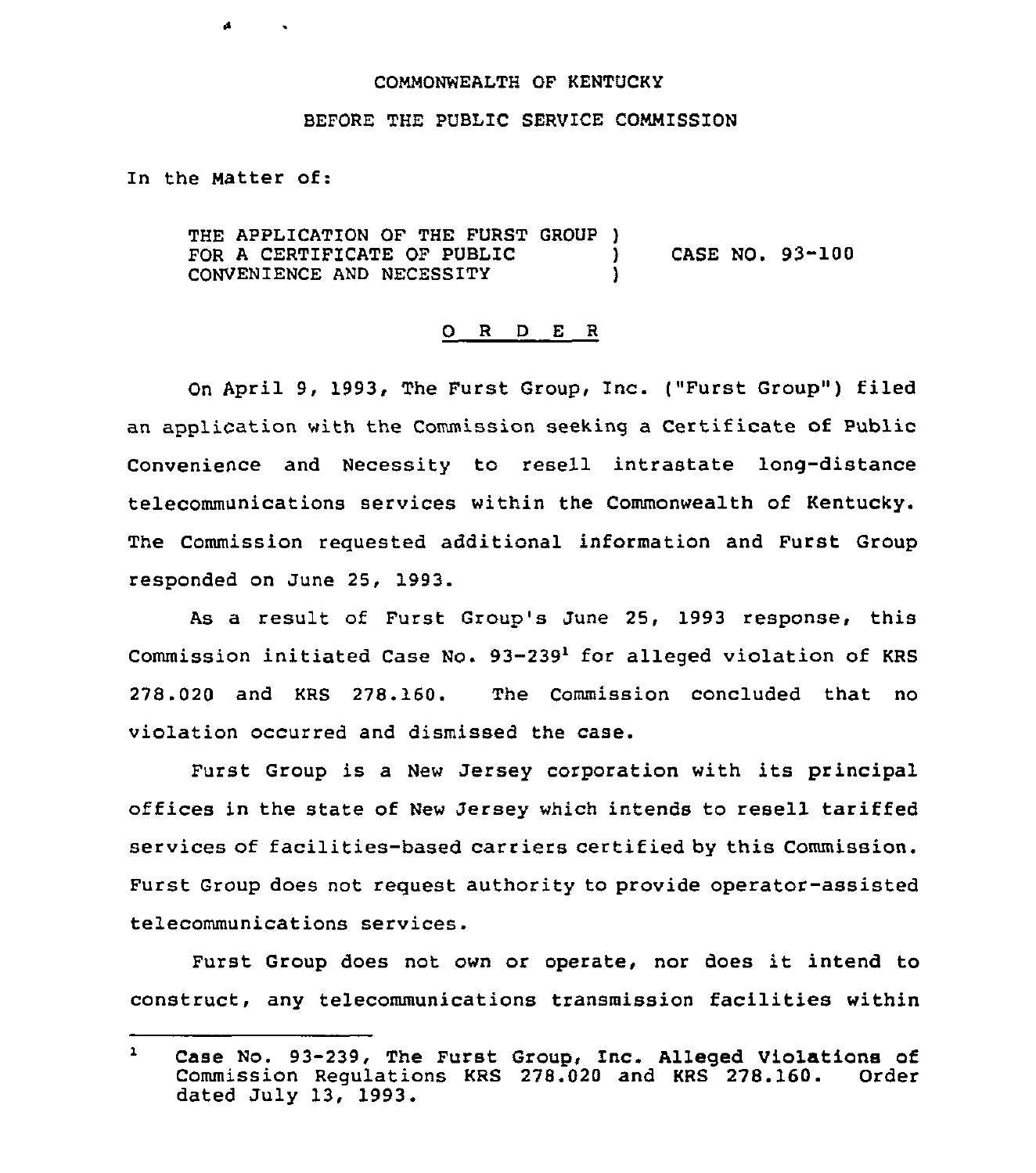COMMONWEALTH OF KENTUCKY

BEFORE THE PUBLIC SERVICE COMMISSION

In the Matter of:

THE APPLICATION OF THE FURST GROUP FOR A CERTIFICATE OF PUBLIC CONVENIENCE AND NECESSITY ) CASE NO. 93-100

## O R D E R

On April 9, 1993, The Furst Group, Inc. ("Furst Group") filed an application with the Commission seeking a Certificate of Public Convenience and Necessity to resell intrastate long-distance telecommunications services within the Commonwealth of Kentucky. The Commission requested additional information and Furst Group responded on June 25, 1993.

As a result of Furst Group's June 25, 1993 response, this Commission initiated Case No. 93-239[1] for alleged violation of KRS 278.020 and KRS 278.160. The Commission concluded that no violation occurred and dismissed the case.

Furst Group is a New Jersey corporation with its principal offices in the state of New Jersey which intends to resell tariffed services of facilities-based carriers certified by this Commission. Furst Group does not request authority to provide operator-assisted telecommunications services.

Furst Group does not own or operate, nor does it intend to construct, any telecommunications transmission facilities within

[1] Case No. 93-239, The Furst Group, Inc. Alleged Violations of Commission Regulations KRS 278.020 and KRS 278.160. Order dated July 13, 1993.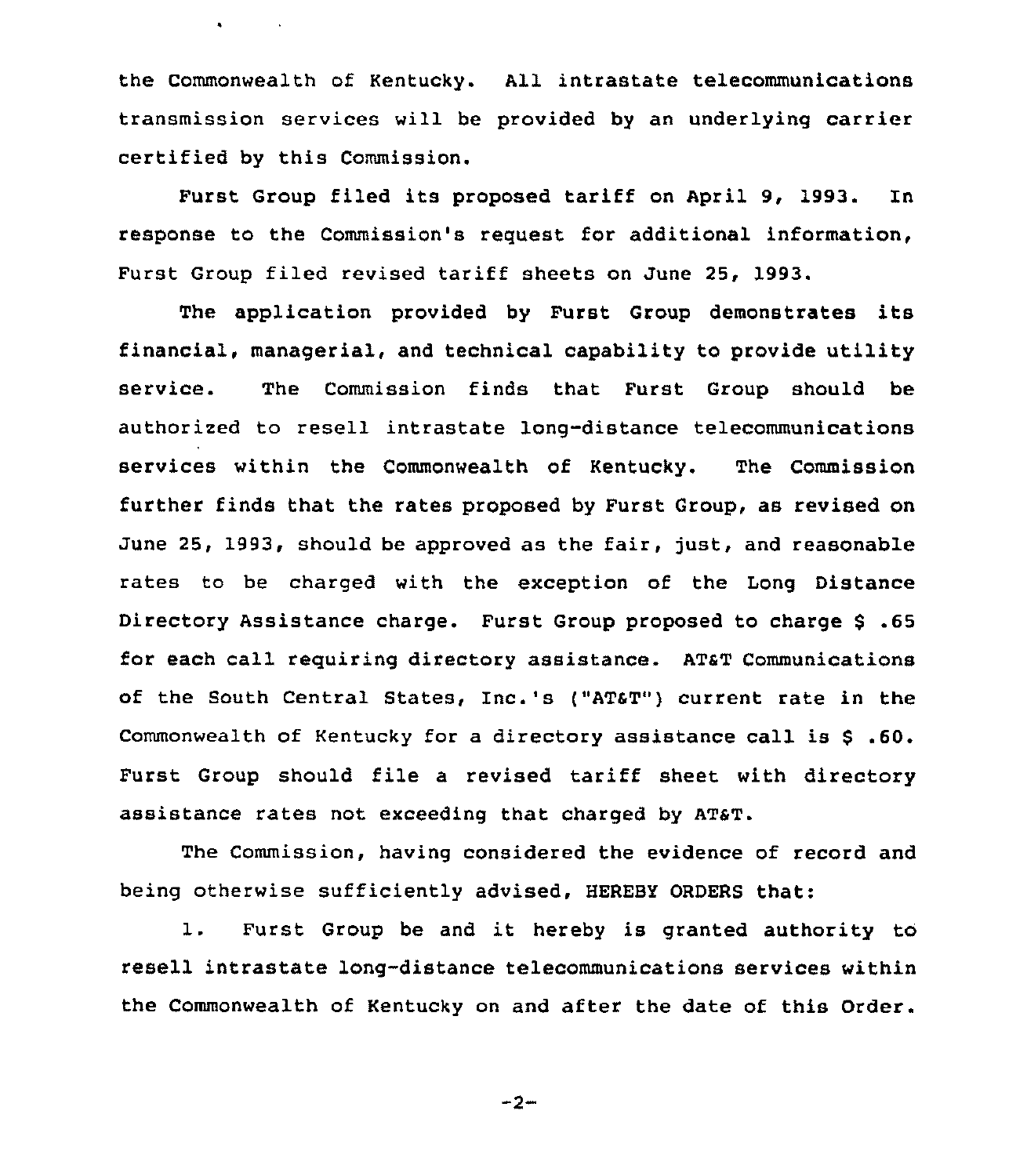the Commonwealth of Kentucky. All intrastate telecommunications transmission services will be provided by an underlying carrier certified by this Commission.

Furst Group filed its proposed tariff on April 9, 1993. In response to the Commission's request for additional information, Furst Group filed revised tariff sheets on June 25, 1993.

The application provided by Furst Group demonstrates its financial, managerial, and technical capability to provide utility service. The Commission finds that Furst Group should be authorized to resell intrastate long-distance telecommunications services within the Commonwealth of Kentucky. The Commission further finds that the rates proposed by Furst Group, as revised on June 25, 1993, should be approved as the fair, just, and reasonable rates to be charged with the exception of the Long Distance Directory Assistance charge. Furst Group proposed to charge $ .65 for each call requiring directory assistance. AT&T Communications of the South Central States, Inc.'s ("AT&T") current rate in the Commonwealth of Kentucky for a directory assistance call is $ .60. Furst Group should file a revised tariff sheet with directory assistance rates not exceeding that charged by AT&T.

The Commission, having considered the evidence of record and being otherwise sufficiently advised, HEREBY ORDERS that:

1. Furst Group be and it hereby is granted authority to resell intrastate long-distance telecommunications services within the Commonwealth of Kentucky on and after the date of this Order.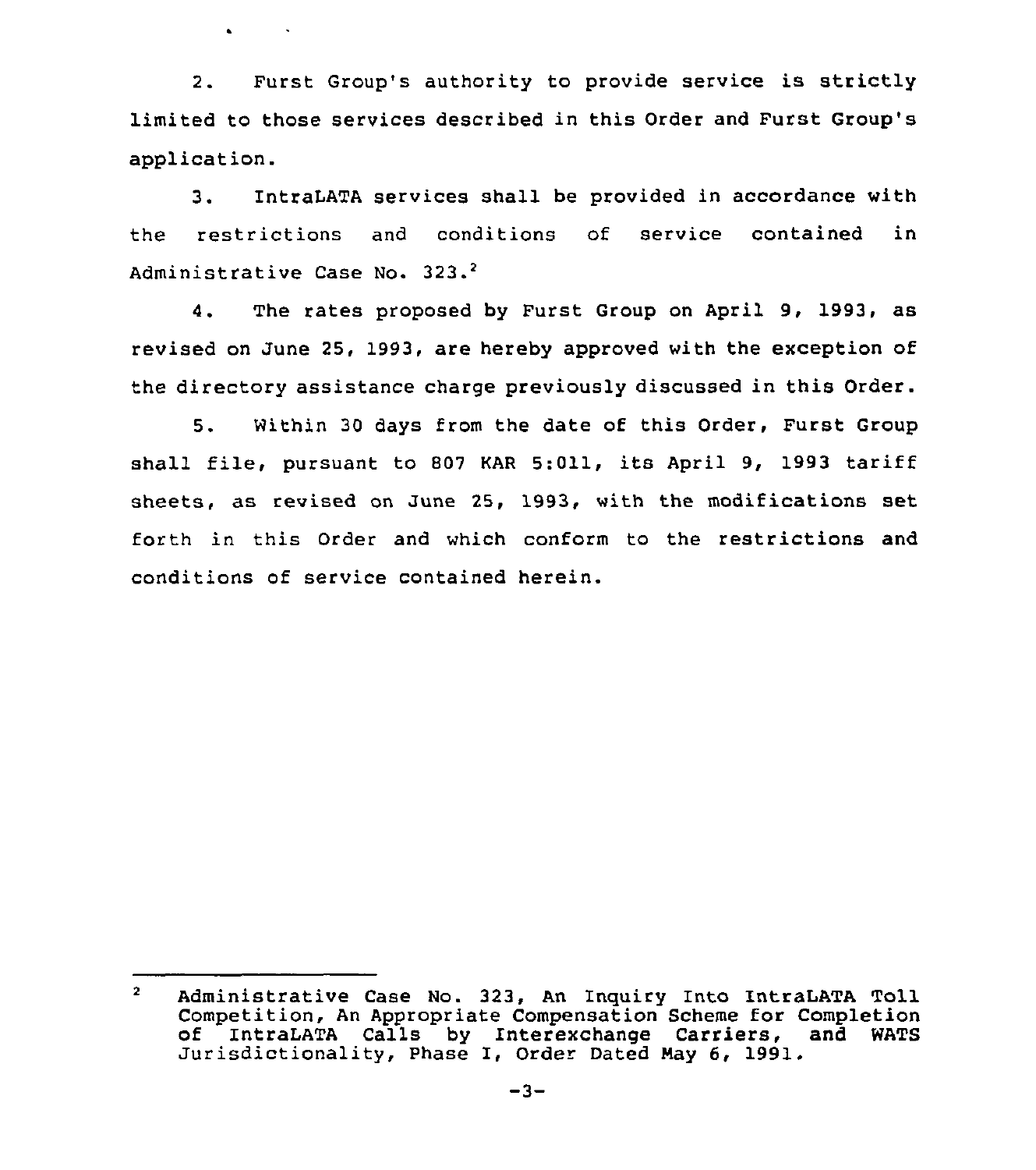2. Furst Group's authority to provide service is strictly limited to those services described in this Order and Furst Group's application.

3. IntraLATA services shall be provided in accordance with the restrictions and conditions of service contained in Administrative Case No. 323.[2]

4. The rates proposed by Furst Group on April 9, 1993, as revised on June 25, 1993, are hereby approved with the exception of the directory assistance charge previously discussed in this Order.

5. Within 30 days from the date of this Order, Furst Group shall file, pursuant to 807 KAR 5:011, its April 9, 1993 tariff sheets, as revised on June 25, 1993, with the modifications set forth in this Order and which conform to the restrictions and conditions of service contained herein.

---

[2] Administrative Case No. 323, An Inquiry Into IntraLATA Toll Competition, An Appropriate Compensation Scheme for Completion of IntraLATA Calls by Interexchange Carriers, and WATS Jurisdictionality, Phase I, Order Dated May 6, 1991.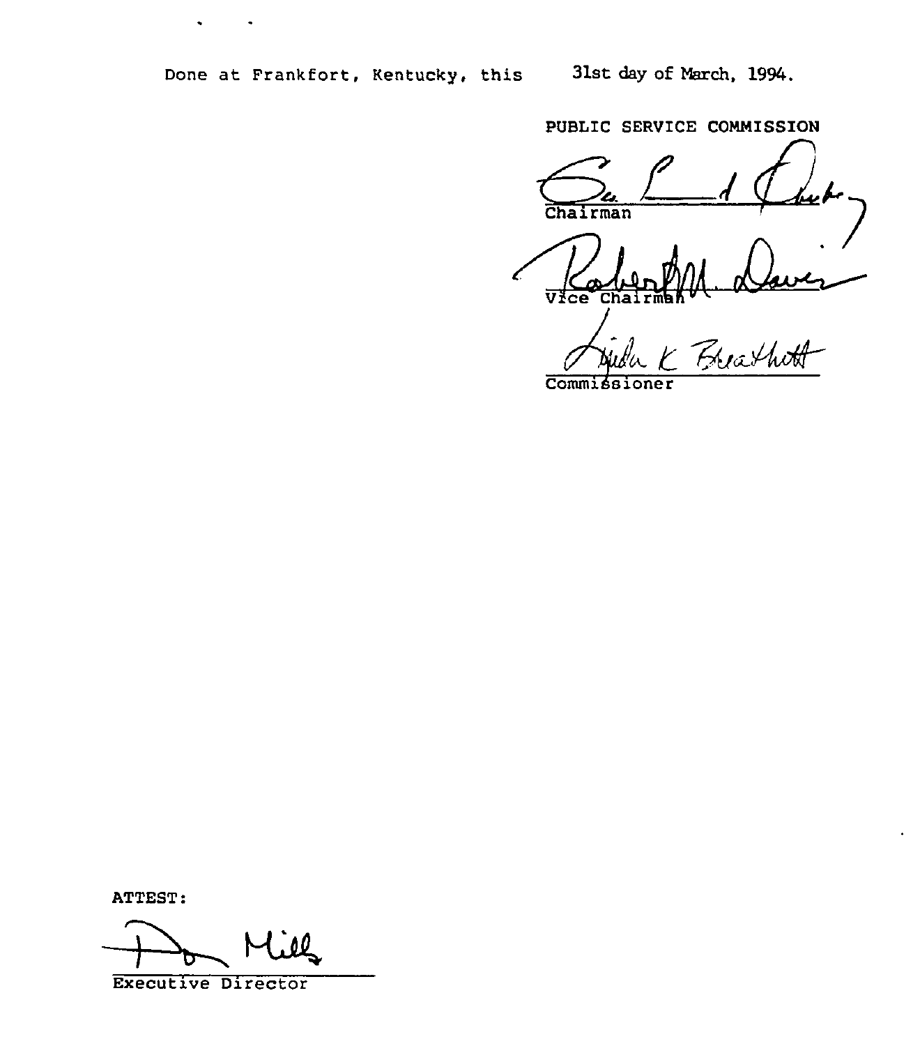Done at Frankfort, Kentucky, this 31st day of March, 1994.

PUBLIC SERVICE COMMISSION

Chairman

Vice Chairman

Commissioner

ATTEST:

Executive Director